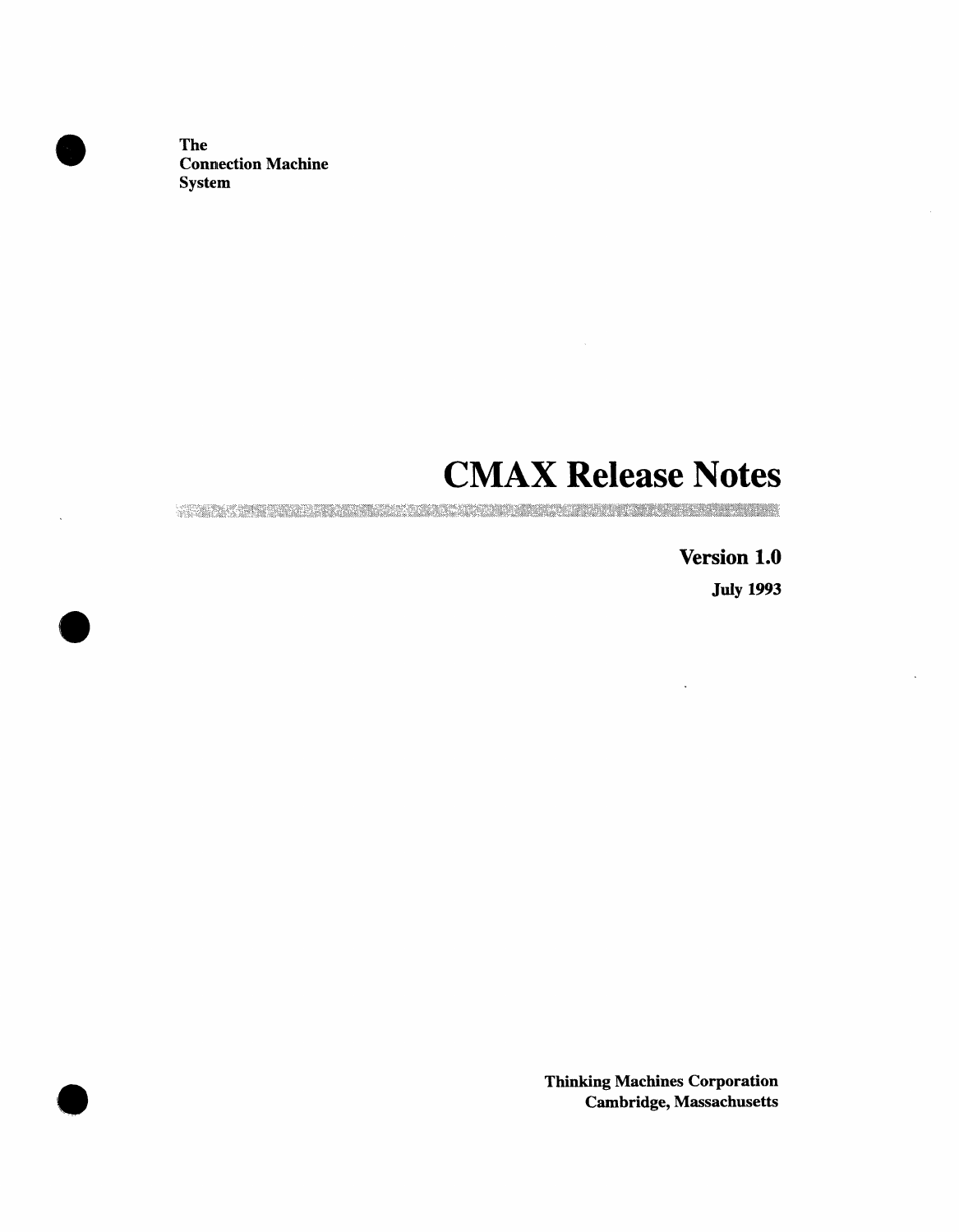The
Connection Machine
System

# CMAX Release Notes

**Version 1.0**

**July 1993**

**Thinking Machines Corporation**
**Cambridge, Massachusetts**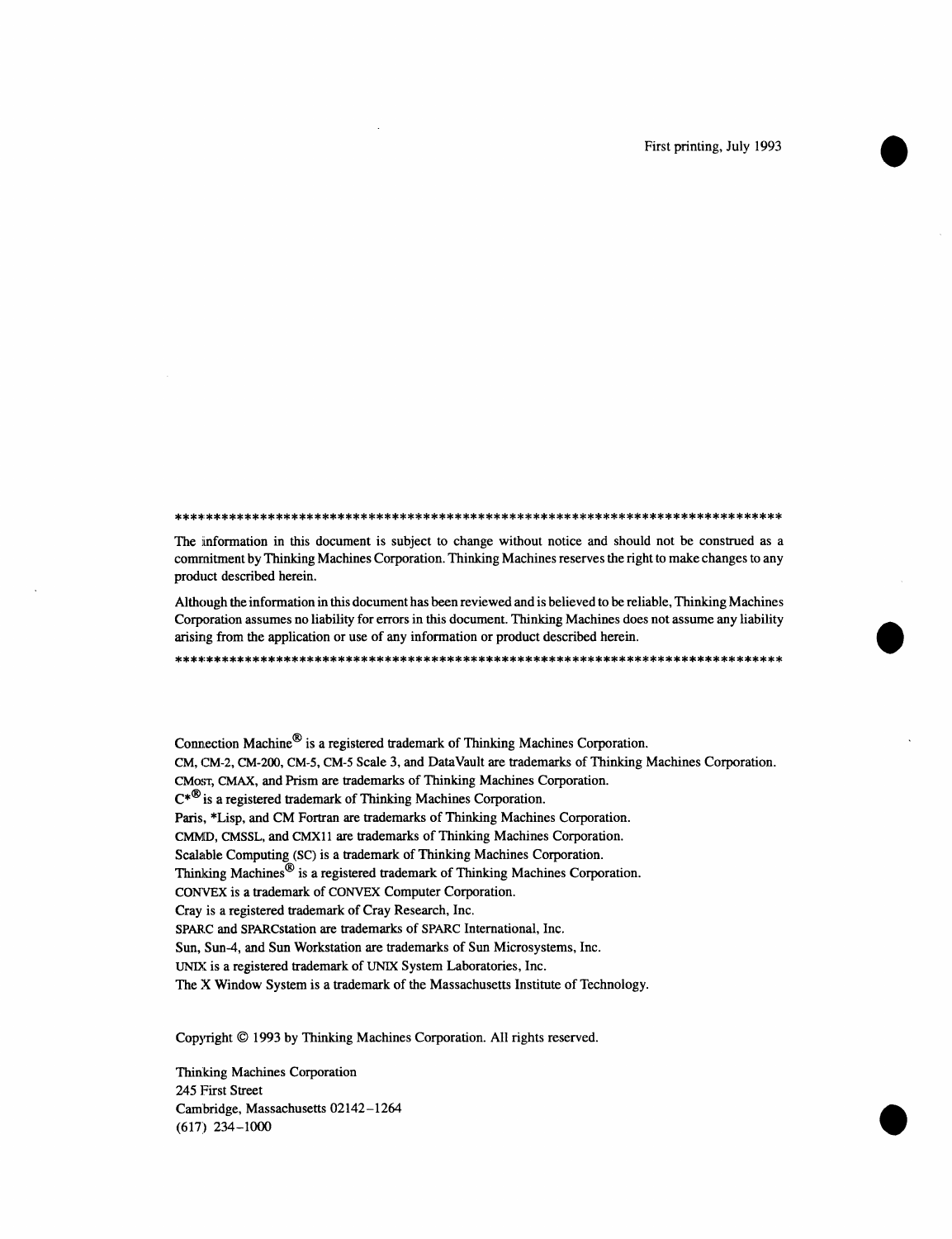First printing, July 1993

**********************************************************************************

The information in this document is subject to change without notice and should not be construed as a commitment by Thinking Machines Corporation. Thinking Machines reserves the right to make changes to any product described herein.

Although the information in this document has been reviewed and is believed to be reliable, Thinking Machines Corporation assumes no liability for errors in this document. Thinking Machines does not assume any liability arising from the application or use of any information or product described herein.

**********************************************************************************

Connection Machine® is a registered trademark of Thinking Machines Corporation.
CM, CM-2, CM-200, CM-5, CM-5 Scale 3, and DataVault are trademarks of Thinking Machines Corporation.
CMOST, CMAX, and Prism are trademarks of Thinking Machines Corporation.
C*® is a registered trademark of Thinking Machines Corporation.
Paris, *Lisp, and CM Fortran are trademarks of Thinking Machines Corporation.
CMMD, CMSSL, and CMX11 are trademarks of Thinking Machines Corporation.
Scalable Computing (SC) is a trademark of Thinking Machines Corporation.
Thinking Machines® is a registered trademark of Thinking Machines Corporation.
CONVEX is a trademark of CONVEX Computer Corporation.
Cray is a registered trademark of Cray Research, Inc.
SPARC and SPARCstation are trademarks of SPARC International, Inc.
Sun, Sun-4, and Sun Workstation are trademarks of Sun Microsystems, Inc.
UNIX is a registered trademark of UNIX System Laboratories, Inc.
The X Window System is a trademark of the Massachusetts Institute of Technology.

Copyright © 1993 by Thinking Machines Corporation. All rights reserved.

Thinking Machines Corporation
245 First Street
Cambridge, Massachusetts 02142-1264
(617) 234-1000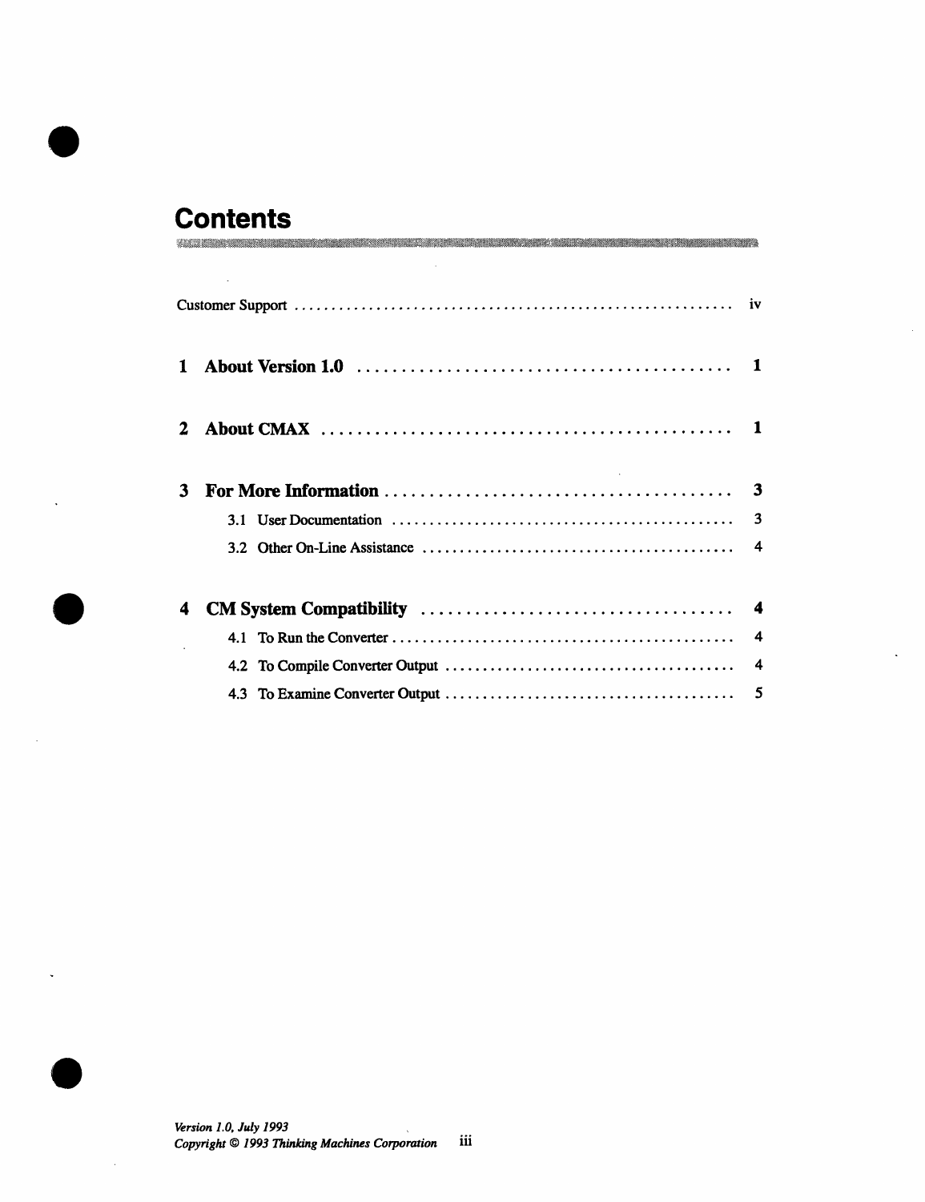# Contents

Customer Support .......................................................... iv

**1 About Version 1.0** .......................................... **1**

**2 About CMAX** .................................................. **1**

**3 For More Information** ...................................... **3**

- 3.1 User Documentation ............................................ 3
- 3.2 Other On-Line Assistance ...................................... 4

**4 CM System Compatibility** .................................. **4**

- 4.1 To Run the Converter ............................................ 4
- 4.2 To Compile Converter Output ................................... 4
- 4.3 To Examine Converter Output ................................... 5

*Version 1.0, July 1993*
*Copyright © 1993 Thinking Machines Corporation*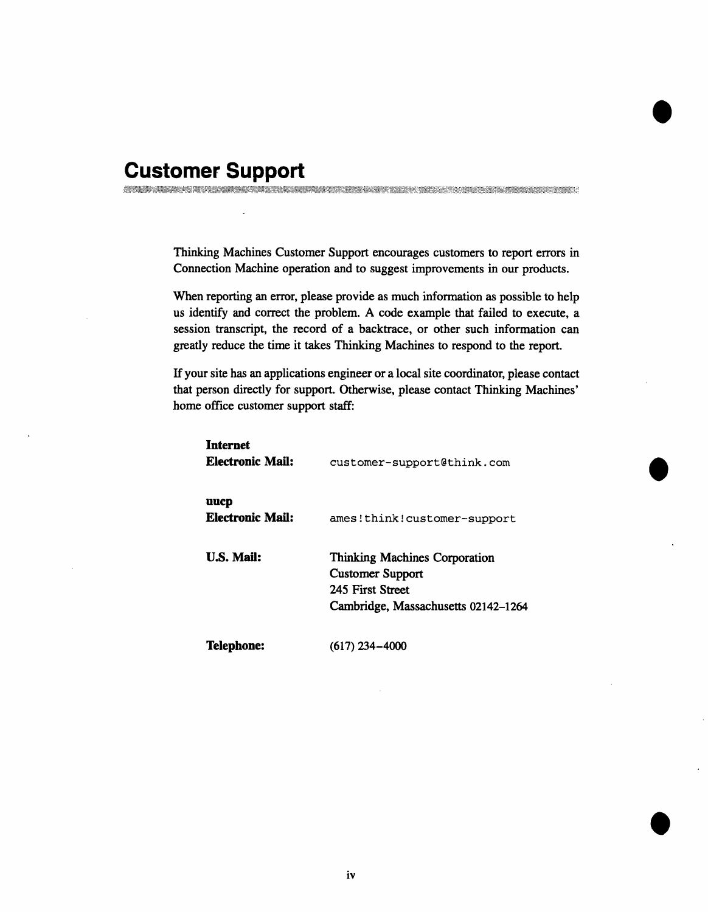# Customer Support

Thinking Machines Customer Support encourages customers to report errors in Connection Machine operation and to suggest improvements in our products.

When reporting an error, please provide as much information as possible to help us identify and correct the problem. A code example that failed to execute, a session transcript, the record of a backtrace, or other such information can greatly reduce the time it takes Thinking Machines to respond to the report.

If your site has an applications engineer or a local site coordinator, please contact that person directly for support. Otherwise, please contact Thinking Machines' home office customer support staff:

**Internet Electronic Mail:** `customer-support@think.com`

**uucp Electronic Mail:** `ames!think!customer-support`

**U.S. Mail:**
Thinking Machines Corporation
Customer Support
245 First Street
Cambridge, Massachusetts 02142–1264

**Telephone:** (617) 234–4000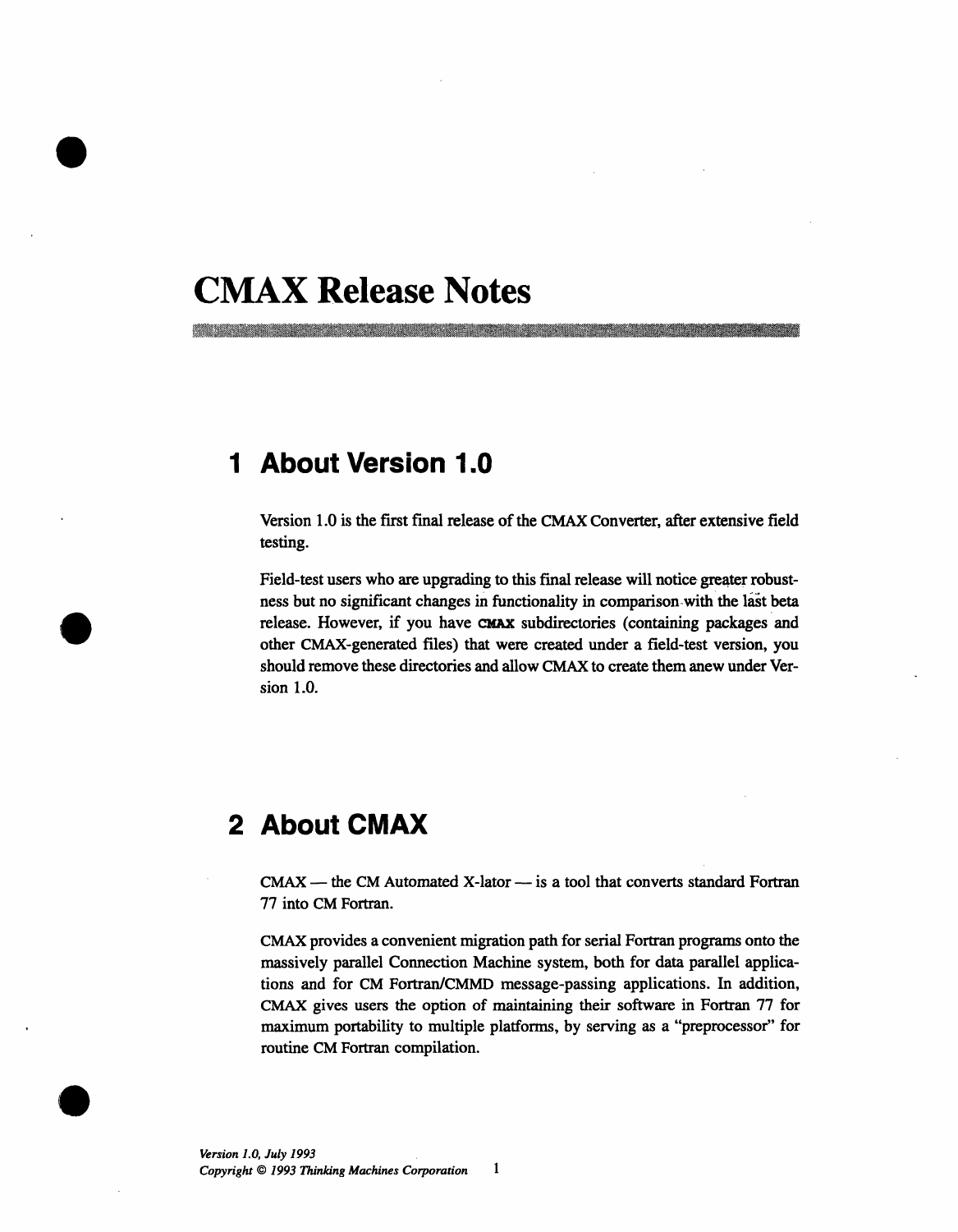# CMAX Release Notes

## 1 About Version 1.0

Version 1.0 is the first final release of the CMAX Converter, after extensive field testing.

Field-test users who are upgrading to this final release will notice greater robustness but no significant changes in functionality in comparison with the last beta release. However, if you have **CMAX** subdirectories (containing packages and other CMAX-generated files) that were created under a field-test version, you should remove these directories and allow CMAX to create them anew under Version 1.0.

## 2 About CMAX

CMAX — the CM Automated X-lator — is a tool that converts standard Fortran 77 into CM Fortran.

CMAX provides a convenient migration path for serial Fortran programs onto the massively parallel Connection Machine system, both for data parallel applications and for CM Fortran/CMMD message-passing applications. In addition, CMAX gives users the option of maintaining their software in Fortran 77 for maximum portability to multiple platforms, by serving as a "preprocessor" for routine CM Fortran compilation.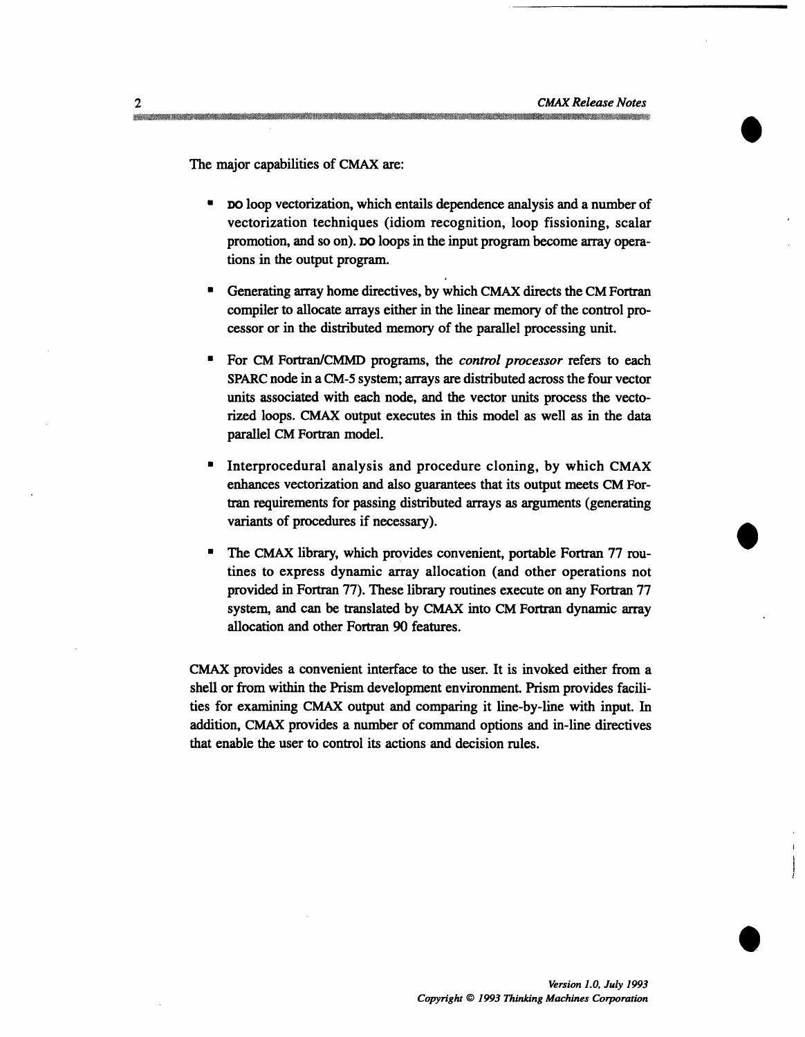The major capabilities of CMAX are:

- DO loop vectorization, which entails dependence analysis and a number of vectorization techniques (idiom recognition, loop fissioning, scalar promotion, and so on). DO loops in the input program become array operations in the output program.

- Generating array home directives, by which CMAX directs the CM Fortran compiler to allocate arrays either in the linear memory of the control processor or in the distributed memory of the parallel processing unit.

- For CM Fortran/CMMD programs, the *control processor* refers to each SPARC node in a CM-5 system; arrays are distributed across the four vector units associated with each node, and the vector units process the vectorized loops. CMAX output executes in this model as well as in the data parallel CM Fortran model.

- Interprocedural analysis and procedure cloning, by which CMAX enhances vectorization and also guarantees that its output meets CM Fortran requirements for passing distributed arrays as arguments (generating variants of procedures if necessary).

- The CMAX library, which provides convenient, portable Fortran 77 routines to express dynamic array allocation (and other operations not provided in Fortran 77). These library routines execute on any Fortran 77 system, and can be translated by CMAX into CM Fortran dynamic array allocation and other Fortran 90 features.

CMAX provides a convenient interface to the user. It is invoked either from a shell or from within the Prism development environment. Prism provides facilities for examining CMAX output and comparing it line-by-line with input. In addition, CMAX provides a number of command options and in-line directives that enable the user to control its actions and decision rules.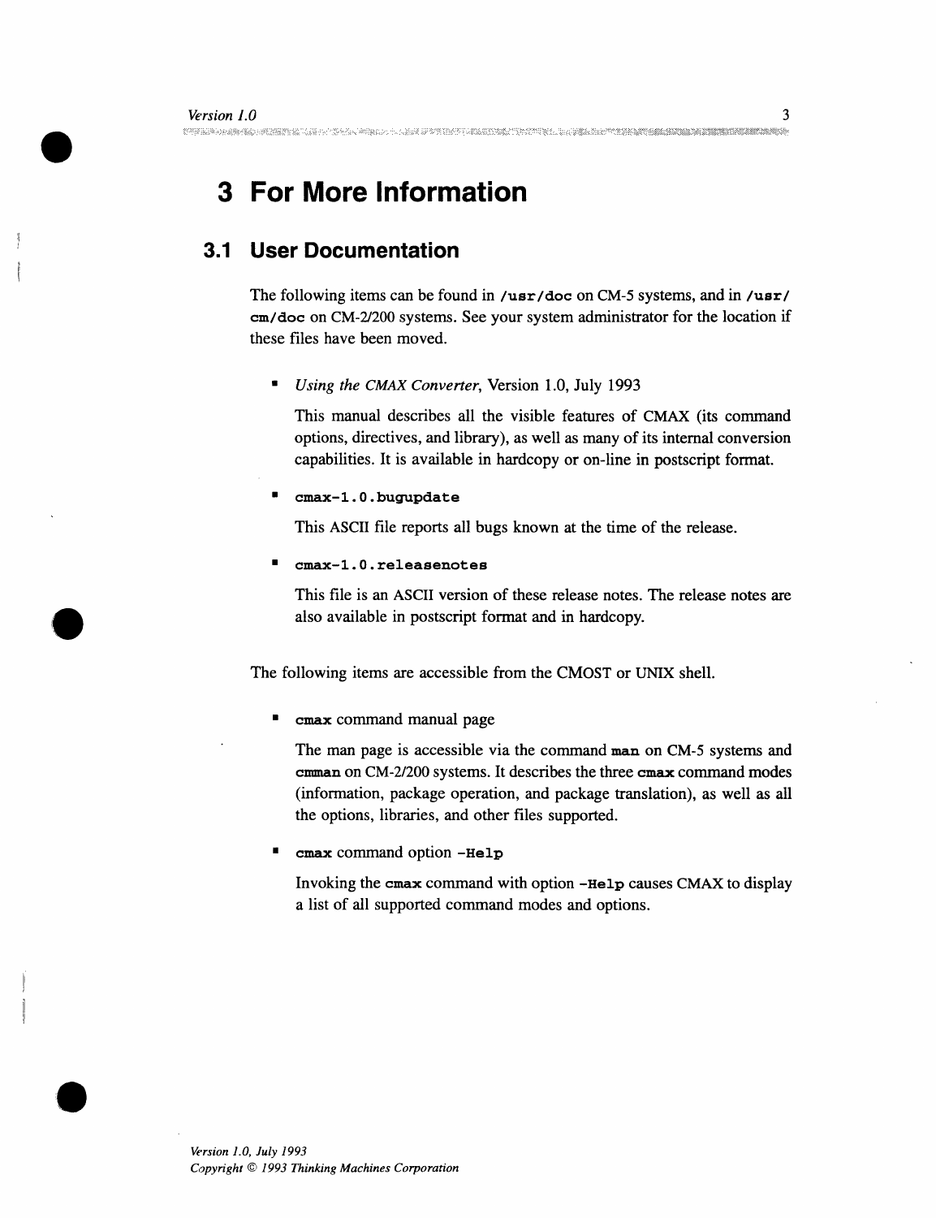# 3 For More Information

## 3.1 User Documentation

The following items can be found in **/usr/doc** on CM-5 systems, and in **/usr/cm/doc** on CM-2/200 systems. See your system administrator for the location if these files have been moved.

- *Using the CMAX Converter*, Version 1.0, July 1993

  This manual describes all the visible features of CMAX (its command options, directives, and library), as well as many of its internal conversion capabilities. It is available in hardcopy or on-line in postscript format.

- **cmax-1.0.bugupdate**

  This ASCII file reports all bugs known at the time of the release.

- **cmax-1.0.releasenotes**

  This file is an ASCII version of these release notes. The release notes are also available in postscript format and in hardcopy.

The following items are accessible from the CMOST or UNIX shell.

- **cmax** command manual page

  The man page is accessible via the command **man** on CM-5 systems and **cmman** on CM-2/200 systems. It describes the three **cmax** command modes (information, package operation, and package translation), as well as all the options, libraries, and other files supported.

- **cmax** command option **-Help**

  Invoking the **cmax** command with option **-Help** causes CMAX to display a list of all supported command modes and options.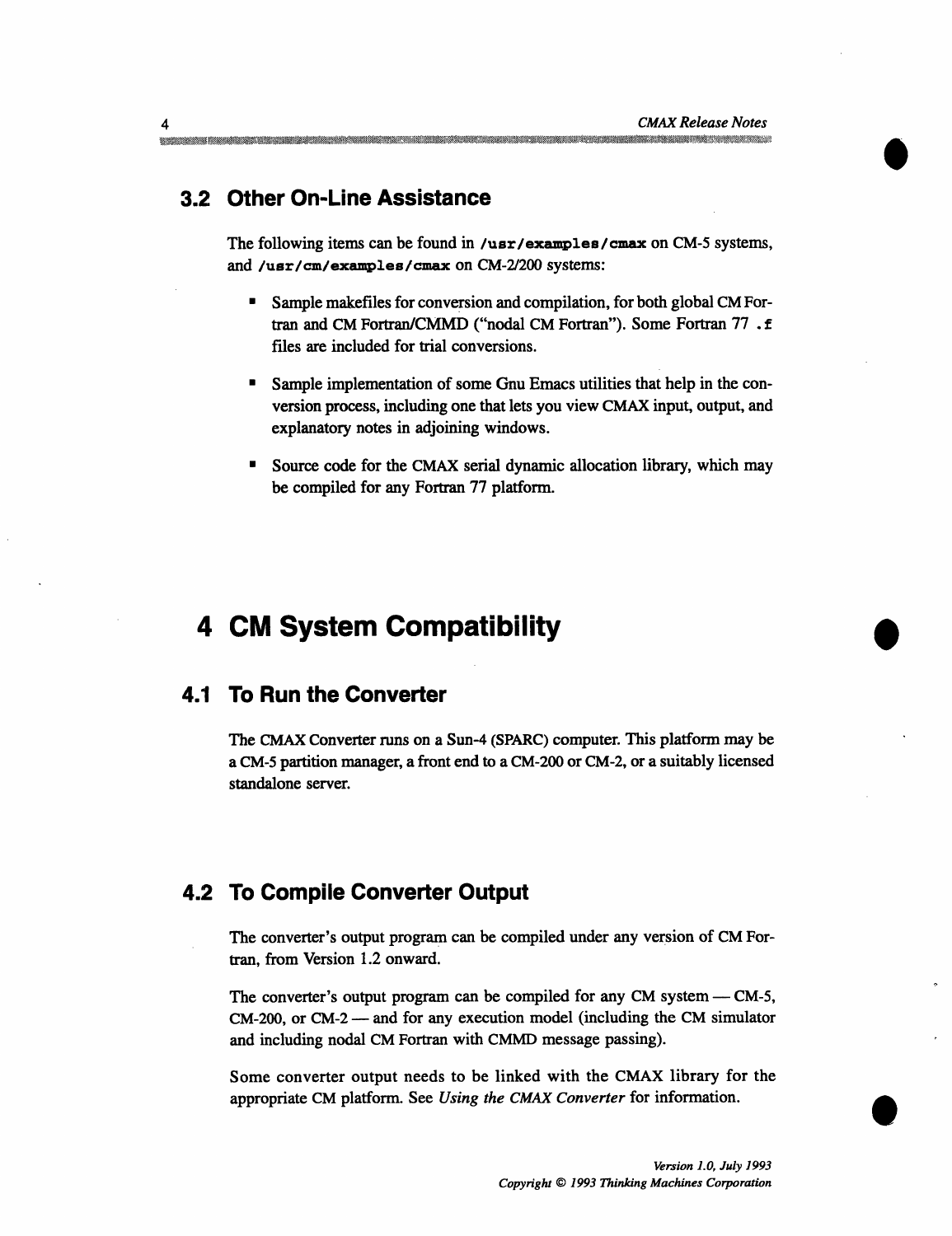## 3.2 Other On-Line Assistance

The following items can be found in **/usr/examples/cmax** on CM-5 systems, and **/usr/cm/examples/cmax** on CM-2/200 systems:

- Sample makefiles for conversion and compilation, for both global CM Fortran and CM Fortran/CMMD ("nodal CM Fortran"). Some Fortran 77 **.f** files are included for trial conversions.
- Sample implementation of some Gnu Emacs utilities that help in the conversion process, including one that lets you view CMAX input, output, and explanatory notes in adjoining windows.
- Source code for the CMAX serial dynamic allocation library, which may be compiled for any Fortran 77 platform.

# 4 CM System Compatibility

## 4.1 To Run the Converter

The CMAX Converter runs on a Sun-4 (SPARC) computer. This platform may be a CM-5 partition manager, a front end to a CM-200 or CM-2, or a suitably licensed standalone server.

## 4.2 To Compile Converter Output

The converter's output program can be compiled under any version of CM Fortran, from Version 1.2 onward.

The converter's output program can be compiled for any CM system — CM-5, CM-200, or CM-2 — and for any execution model (including the CM simulator and including nodal CM Fortran with CMMD message passing).

Some converter output needs to be linked with the CMAX library for the appropriate CM platform. See *Using the CMAX Converter* for information.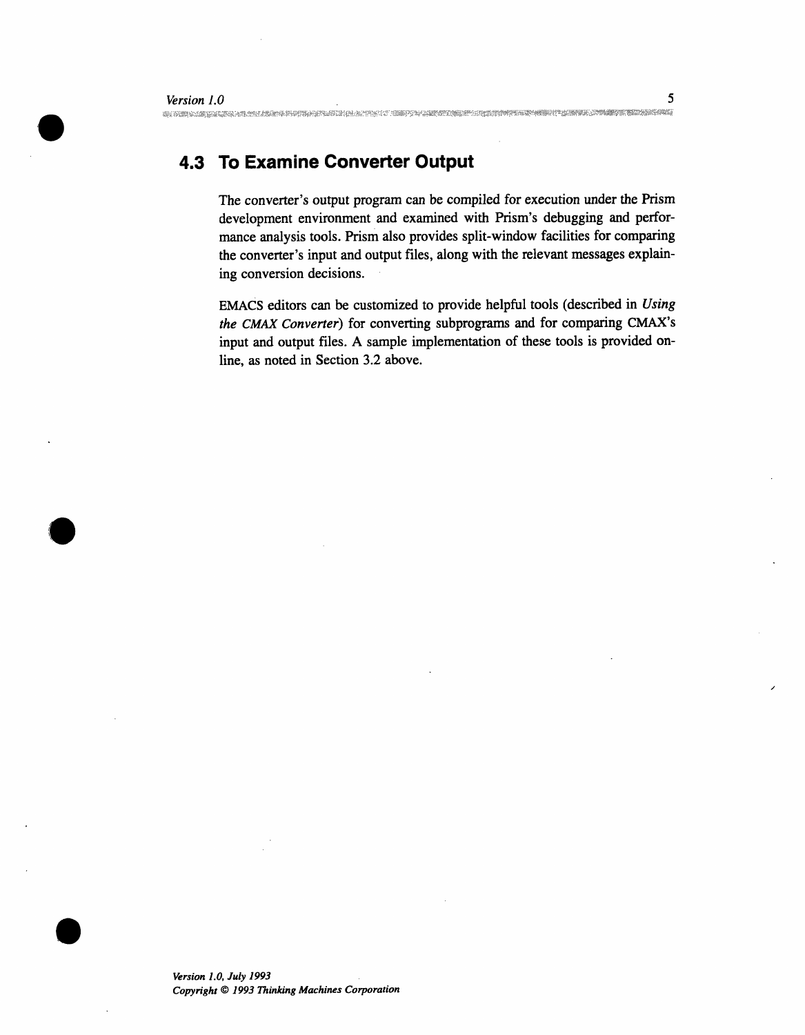## 4.3 To Examine Converter Output

The converter's output program can be compiled for execution under the Prism development environment and examined with Prism's debugging and performance analysis tools. Prism also provides split-window facilities for comparing the converter's input and output files, along with the relevant messages explaining conversion decisions.

EMACS editors can be customized to provide helpful tools (described in *Using the CMAX Converter*) for converting subprograms and for comparing CMAX's input and output files. A sample implementation of these tools is provided online, as noted in Section 3.2 above.